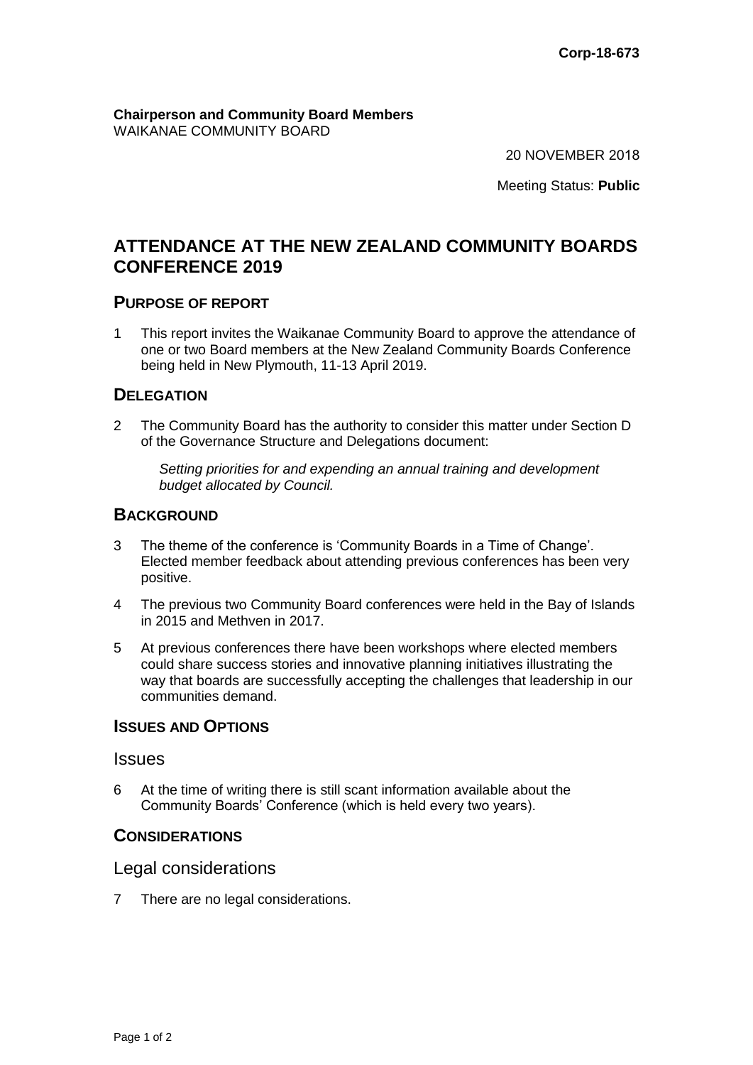Corp-18-673

**Chairperson and Community Board Members**
WAIKANAE COMMUNITY BOARD

20 NOVEMBER 2018

Meeting Status: **Public**

# ATTENDANCE AT THE NEW ZEALAND COMMUNITY BOARDS CONFERENCE 2019

## PURPOSE OF REPORT

1 This report invites the Waikanae Community Board to approve the attendance of one or two Board members at the New Zealand Community Boards Conference being held in New Plymouth, 11-13 April 2019.

## DELEGATION

2 The Community Board has the authority to consider this matter under Section D of the Governance Structure and Delegations document:

> *Setting priorities for and expending an annual training and development budget allocated by Council.*

## BACKGROUND

3 The theme of the conference is 'Community Boards in a Time of Change'. Elected member feedback about attending previous conferences has been very positive.

4 The previous two Community Board conferences were held in the Bay of Islands in 2015 and Methven in 2017.

5 At previous conferences there have been workshops where elected members could share success stories and innovative planning initiatives illustrating the way that boards are successfully accepting the challenges that leadership in our communities demand.

## ISSUES AND OPTIONS

### Issues

6 At the time of writing there is still scant information available about the Community Boards' Conference (which is held every two years).

## CONSIDERATIONS

### Legal considerations

7 There are no legal considerations.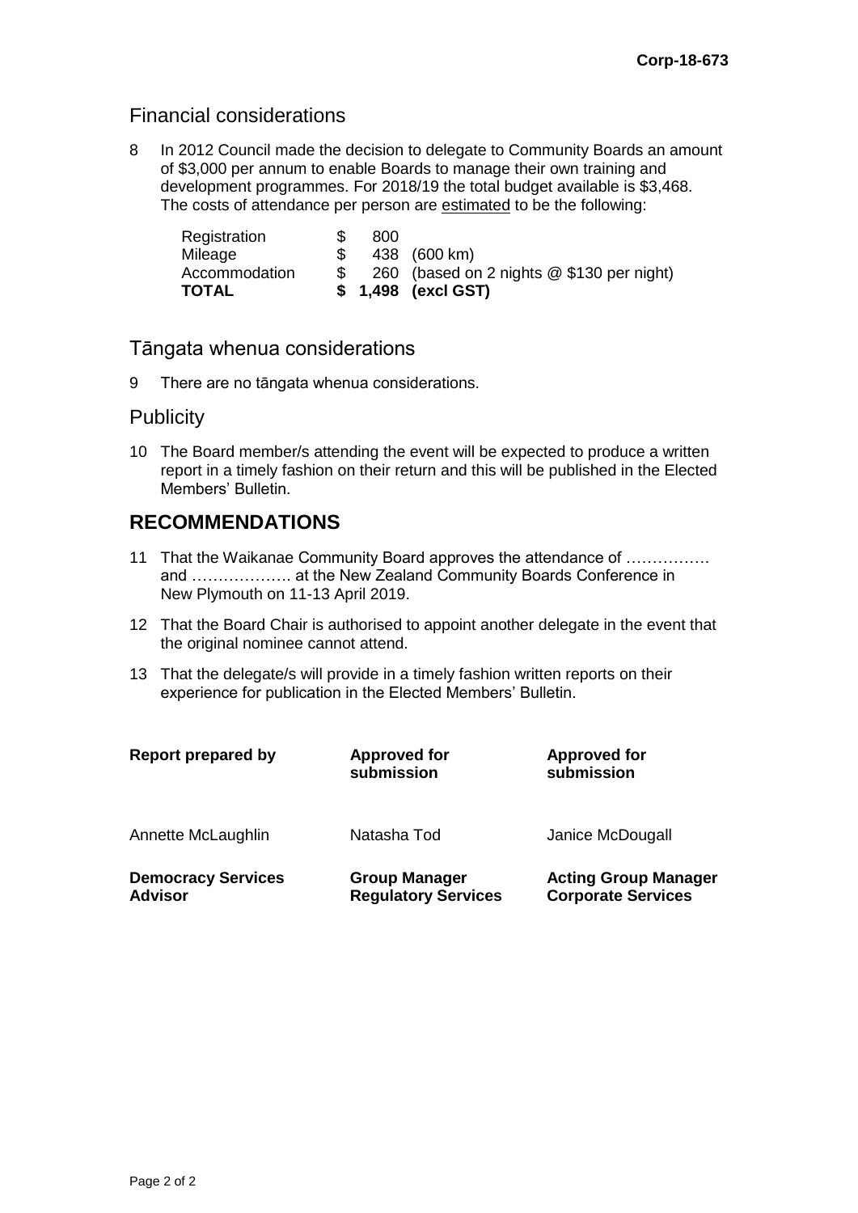Corp-18-673

## Financial considerations

8 In 2012 Council made the decision to delegate to Community Boards an amount of $3,000 per annum to enable Boards to manage their own training and development programmes. For 2018/19 the total budget available is $3,468. The costs of attendance per person are estimated to be the following:

| | | |
|---|---|---|
| Registration | $ 800 | |
| Mileage | $ 438 | (600 km) |
| Accommodation | $ 260 | (based on 2 nights @ $130 per night) |
| **TOTAL** | **$ 1,498** | **(excl GST)** |

## Tāngata whenua considerations

9 There are no tāngata whenua considerations.

## Publicity

10 The Board member/s attending the event will be expected to produce a written report in a timely fashion on their return and this will be published in the Elected Members' Bulletin.

# RECOMMENDATIONS

11 That the Waikanae Community Board approves the attendance of ……………. and ………………. at the New Zealand Community Boards Conference in New Plymouth on 11-13 April 2019.

12 That the Board Chair is authorised to appoint another delegate in the event that the original nominee cannot attend.

13 That the delegate/s will provide in a timely fashion written reports on their experience for publication in the Elected Members' Bulletin.

| **Report prepared by** | **Approved for submission** | **Approved for submission** |
|---|---|---|
| Annette McLaughlin | Natasha Tod | Janice McDougall |
| **Democracy Services Advisor** | **Group Manager Regulatory Services** | **Acting Group Manager Corporate Services** |